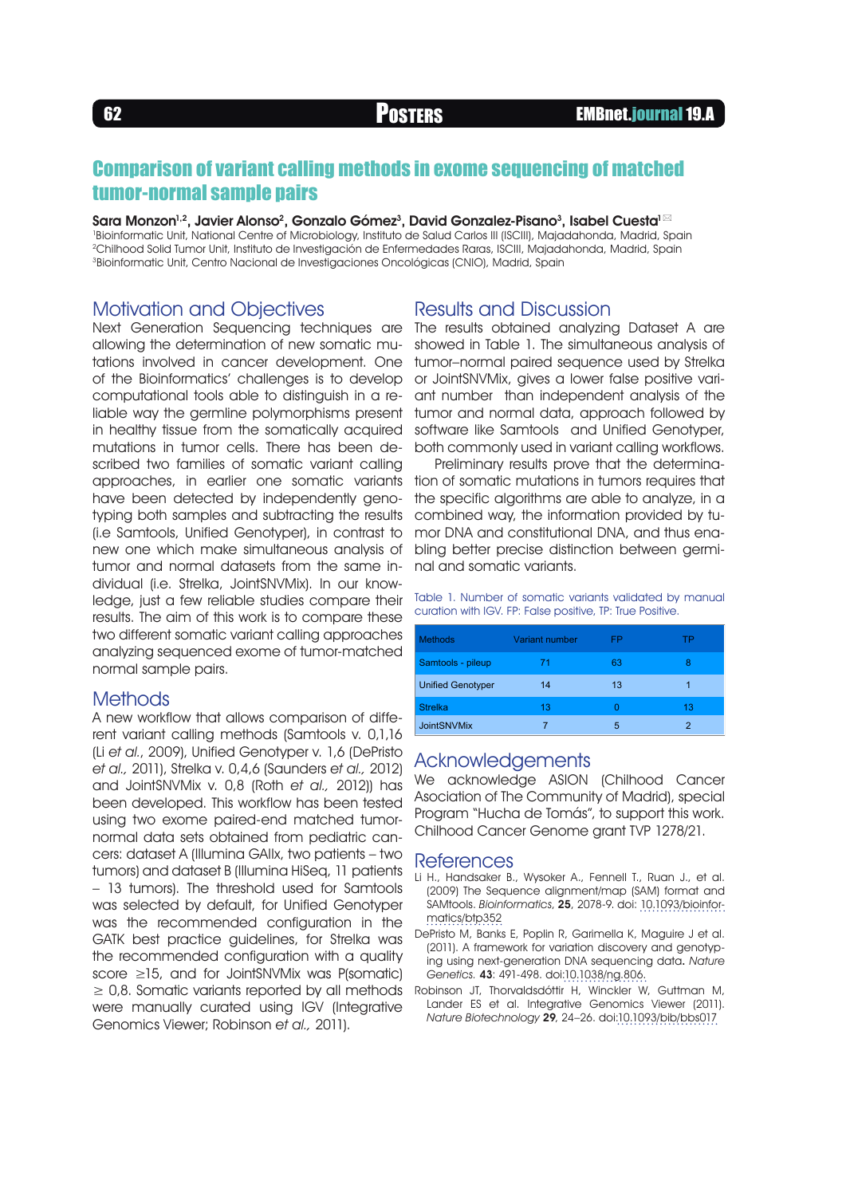# Comparison of variant calling methods in exome sequencing of matched tumor-normal sample pairs

**Sara Monzon[1,2], Javier Alonso[2], Gonzalo Gómez[3], David Gonzalez-Pisano[3], Isabel Cuesta[1]**

[1]Bioinformatic Unit, National Centre of Microbiology, Instituto de Salud Carlos III (ISCIII), Majadahonda, Madrid, Spain
[2]Chilhood Solid Tumor Unit, Instituto de Investigación de Enfermedades Raras, ISCIII, Majadahonda, Madrid, Spain
[3]Bioinformatic Unit, Centro Nacional de Investigaciones Oncológicas (CNIO), Madrid, Spain

## Motivation and Objectives

Next Generation Sequencing techniques are allowing the determination of new somatic mutations involved in cancer development. One of the Bioinformatics' challenges is to develop computational tools able to distinguish in a reliable way the germline polymorphisms present in healthy tissue from the somatically acquired mutations in tumor cells. There has been described two families of somatic variant calling approaches, in earlier one somatic variants have been detected by independently genotyping both samples and subtracting the results (i.e Samtools, Unified Genotyper), in contrast to new one which make simultaneous analysis of tumor and normal datasets from the same individual (i.e. Strelka, JointSNVMix). In our knowledge, just a few reliable studies compare their results. The aim of this work is to compare these two different somatic variant calling approaches analyzing sequenced exome of tumor-matched normal sample pairs.

## Methods

A new workflow that allows comparison of different variant calling methods (Samtools v. 0,1,16 (Li *et al.*, 2009), Unified Genotyper v. 1,6 (DePristo *et al.,* 2011), Strelka v. 0,4,6 (Saunders *et al.,* 2012) and JointSNVMix v. 0,8 (Roth *et al.,* 2012)) has been developed. This workflow has been tested using two exome paired-end matched tumor-normal data sets obtained from pediatric cancers: dataset A (Illumina GAIIx, two patients – two tumors) and dataset B (Illumina HiSeq, 11 patients – 13 tumors). The threshold used for Samtools was selected by default, for Unified Genotyper was the recommended configuration in the GATK best practice guidelines, for Strelka was the recommended configuration with a quality score ≥15, and for JointSNVMix was P(somatic) ≥ 0,8. Somatic variants reported by all methods were manually curated using IGV (Integrative Genomics Viewer; Robinson *et al.,* 2011).

## Results and Discussion

The results obtained analyzing Dataset A are showed in Table 1. The simultaneous analysis of tumor–normal paired sequence used by Strelka or JointSNVMix, gives a lower false positive variant number than independent analysis of the tumor and normal data, approach followed by software like Samtools and Unified Genotyper, both commonly used in variant calling workflows.

Preliminary results prove that the determination of somatic mutations in tumors requires that the specific algorithms are able to analyze, in a combined way, the information provided by tumor DNA and constitutional DNA, and thus enabling better precise distinction between germinal and somatic variants.

Table 1. Number of somatic variants validated by manual curation with IGV. FP: False positive, TP: True Positive.

| Methods | Variant number | FP | TP |
|---|---|---|---|
| Samtools - pileup | 71 | 63 | 8 |
| Unified Genotyper | 14 | 13 | 1 |
| Strelka | 13 | 0 | 13 |
| JointSNVMix | 7 | 5 | 2 |

## Acknowledgements

We acknowledge ASION (Chilhood Cancer Association of The Community of Madrid), special Program "Hucha de Tomás", to support this work. Chilhood Cancer Genome grant TVP 1278/21.

## References

Li H., Handsaker B., Wysoker A., Fennell T., Ruan J., et al. (2009) The Sequence alignment/map (SAM) format and SAMtools. *Bioinformatics*, **25**, 2078-9. doi: 10.1093/bioinformatics/btp352

DePristo M, Banks E, Poplin R, Garimella K, Maguire J et al. (2011). A framework for variation discovery and genotyping using next-generation DNA sequencing data**.** *Nature Genetics.* **43**: 491-498. doi:10.1038/ng.806.

Robinson JT, Thorvaldsdóttir H, Winckler W, Guttman M, Lander ES et al. Integrative Genomics Viewer (2011). *Nature Biotechnology* **29**, 24–26. doi:10.1093/bib/bbs017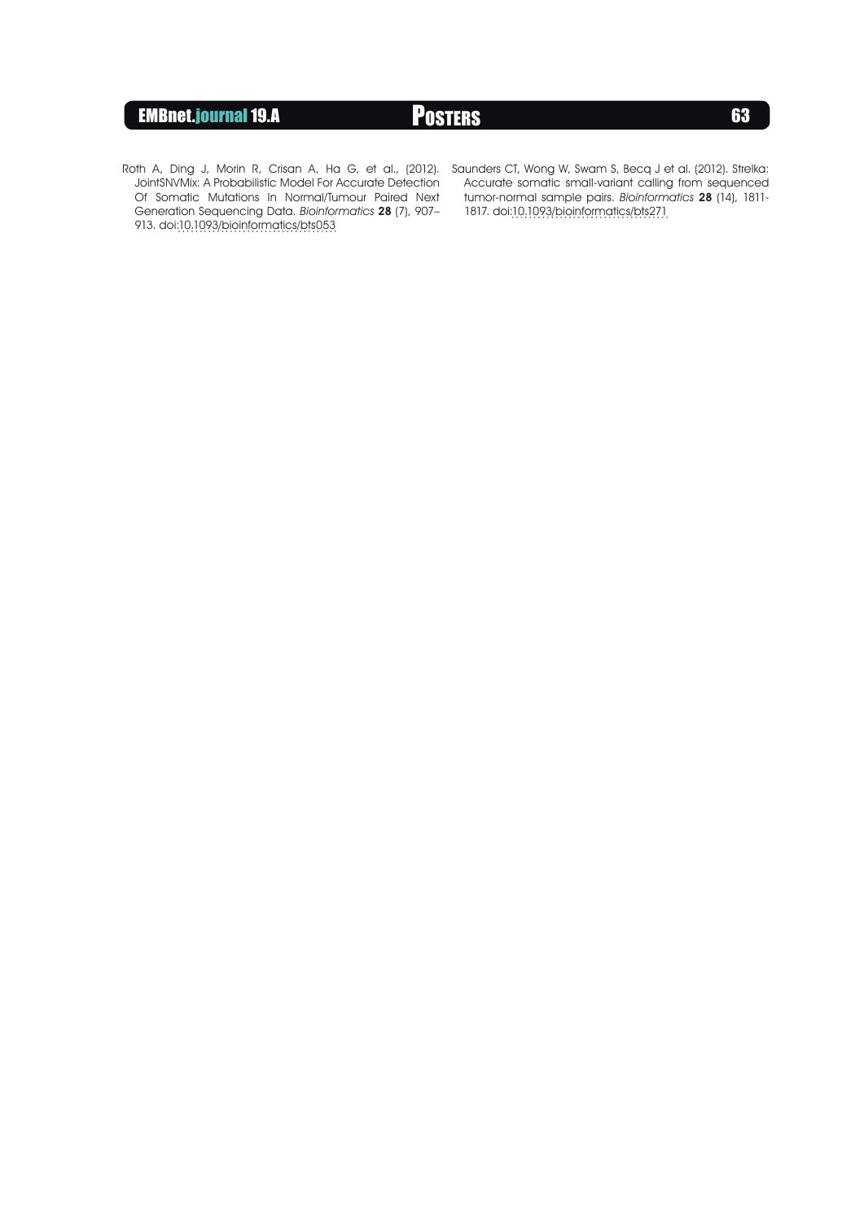Roth A, Ding J, Morin R, Crisan A, Ha G, et al., (2012). JointSNVMix: A Probabilistic Model For Accurate Detection Of Somatic Mutations In Normal/Tumour Paired Next Generation Sequencing Data. *Bioinformatics* **28** (7), 907–913. doi:10.1093/bioinformatics/bts053

Saunders CT, Wong W, Swam S, Becq J et al. (2012). Strelka: Accurate somatic small-variant calling from sequenced tumor-normal sample pairs. *Bioinformatics* **28** (14), 1811-1817. doi:10.1093/bioinformatics/bts271